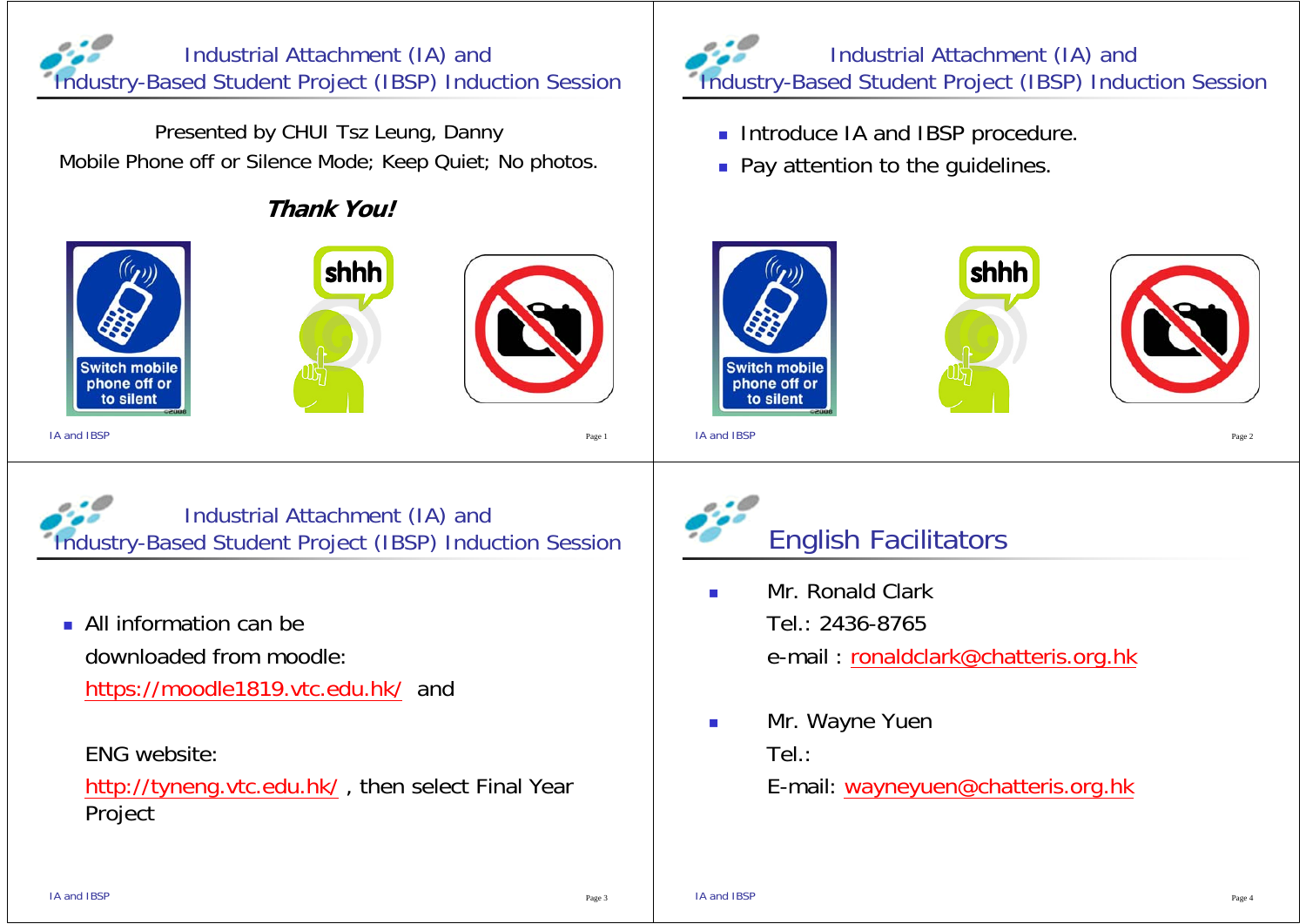## Industrial Attachment (IA) and Industry-Based Student Project (IBSP) Induction Session

Presented by CHUI Tsz Leung, Danny

Mobile Phone off or Silence Mode; Keep Quiet; No photos.

***Thank You!***

## Industrial Attachment (IA) and Industry-Based Student Project (IBSP) Induction Session

- Introduce IA and IBSP procedure.
- Pay attention to the guidelines.

## Industrial Attachment (IA) and Industry-Based Student Project (IBSP) Induction Session

- All information can be downloaded from moodle: https://moodle1819.vtc.edu.hk/ and

  ENG website: http://tyneng.vtc.edu.hk/ , then select Final Year Project

## English Facilitators

- Mr. Ronald Clark
  Tel.: 2436-8765
  e-mail : ronaldclark@chatteris.org.hk

- Mr. Wayne Yuen
  Tel.:
  E-mail: wayneyuen@chatteris.org.hk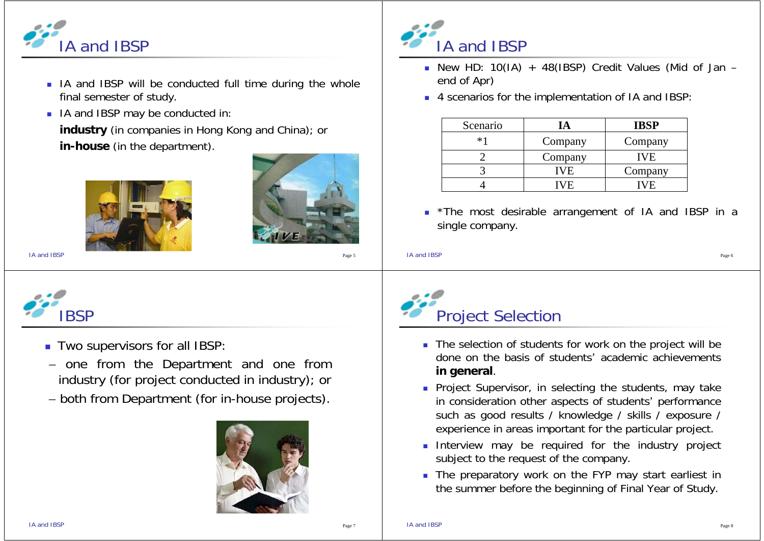## IA and IBSP

- IA and IBSP will be conducted full time during the whole final semester of study.
- IA and IBSP may be conducted in:

  **industry** (in companies in Hong Kong and China); or

  **in-house** (in the department).

## IA and IBSP

- New HD: 10(IA) + 48(IBSP) Credit Values (Mid of Jan – end of Apr)
- 4 scenarios for the implementation of IA and IBSP:

| Scenario | **IA** | **IBSP** |
|---|---|---|
| *1 | Company | Company |
| 2 | Company | IVE |
| 3 | IVE | Company |
| 4 | IVE | IVE |

- *The most desirable arrangement of IA and IBSP in a single company.

## IBSP

- Two supervisors for all IBSP:
  - one from the Department and one from industry (for project conducted in industry); or
  - both from Department (for in-house projects).

## Project Selection

- The selection of students for work on the project will be done on the basis of students' academic achievements **in general**.
- Project Supervisor, in selecting the students, may take in consideration other aspects of students' performance such as good results / knowledge / skills / exposure / experience in areas important for the particular project.
- Interview may be required for the industry project subject to the request of the company.
- The preparatory work on the FYP may start earliest in the summer before the beginning of Final Year of Study.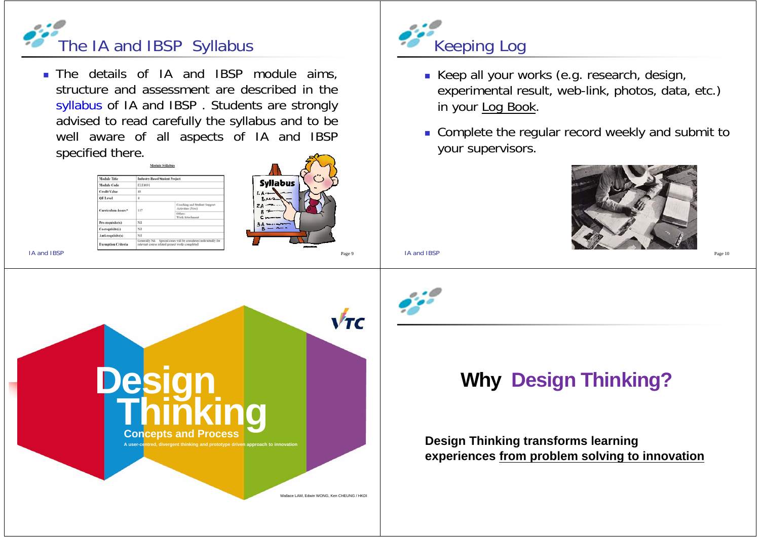## The IA and IBSP Syllabus

- The details of IA and IBSP module aims, structure and assessment are described in the syllabus of IA and IBSP . Students are strongly advised to read carefully the syllabus and to be well aware of all aspects of IA and IBSP specified there.

Module Syllabus

| Module Title | Industry-Based Student Project | |
|---|---|---|
| Module Code | ELE4001 | |
| Credit Value | 48 | |
| QF Level | 4 | |
| Curriculum-hours* | 117 | Coaching and Student Support Activities (Note) Others: Work Attachment |
| Pre-requisite(s) | Nil | |
| Co-requisite(s) | Nil | |
| Anti-requisite(s) | Nil | |
| Exemption Criteria | Generally Nil. Special cases will be considered individually for relevant course related project works completed | |

## Keeping Log

- Keep all your works (e.g. research, design, experimental result, web-link, photos, data, etc.) in your Log Book.
- Complete the regular record weekly and submit to your supervisors.

# Design Thinking

**Concepts and Process**

A user-centred, divergent thinking and prototype driven approach to innovation

Wallace LAM, Edwin WONG, Ken CHEUNG / HKDI

## Why Design Thinking?

**Design Thinking transforms learning experiences from problem solving to innovation**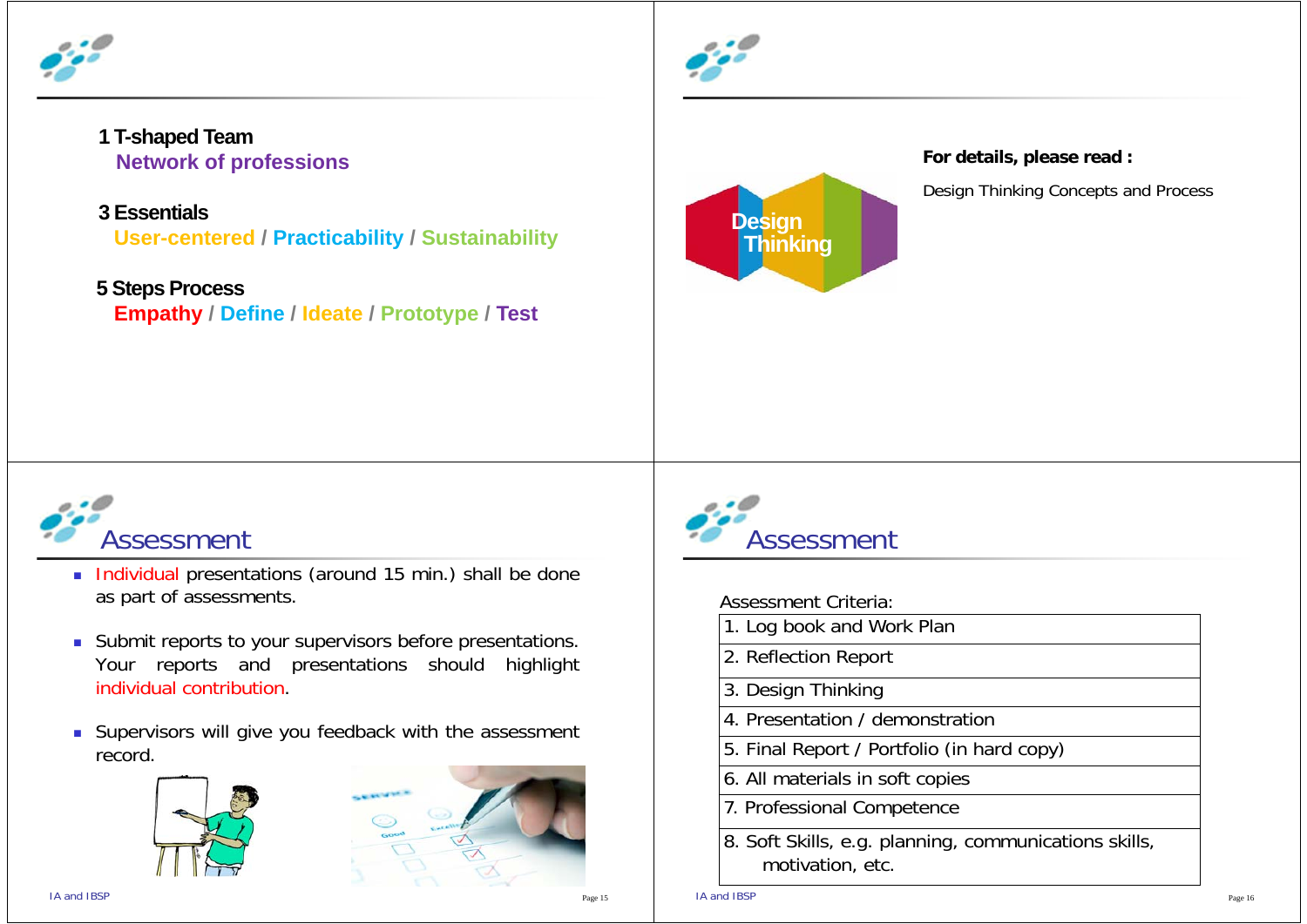**1 T-shaped Team**

Network of professions

**3 Essentials**

User-centered / Practicability / Sustainability

**5 Steps Process**

Empathy / Define / Ideate / Prototype / Test

Design Thinking

**For details, please read :**

Design Thinking Concepts and Process

## Assessment

- Individual presentations (around 15 min.) shall be done as part of assessments.
- Submit reports to your supervisors before presentations. Your reports and presentations should highlight individual contribution.
- Supervisors will give you feedback with the assessment record.

## Assessment

Assessment Criteria:

| Assessment Criteria |
|---|
| 1. Log book and Work Plan |
| 2. Reflection Report |
| 3. Design Thinking |
| 4. Presentation / demonstration |
| 5. Final Report / Portfolio (in hard copy) |
| 6. All materials in soft copies |
| 7. Professional Competence |
| 8. Soft Skills, e.g. planning, communications skills, motivation, etc. |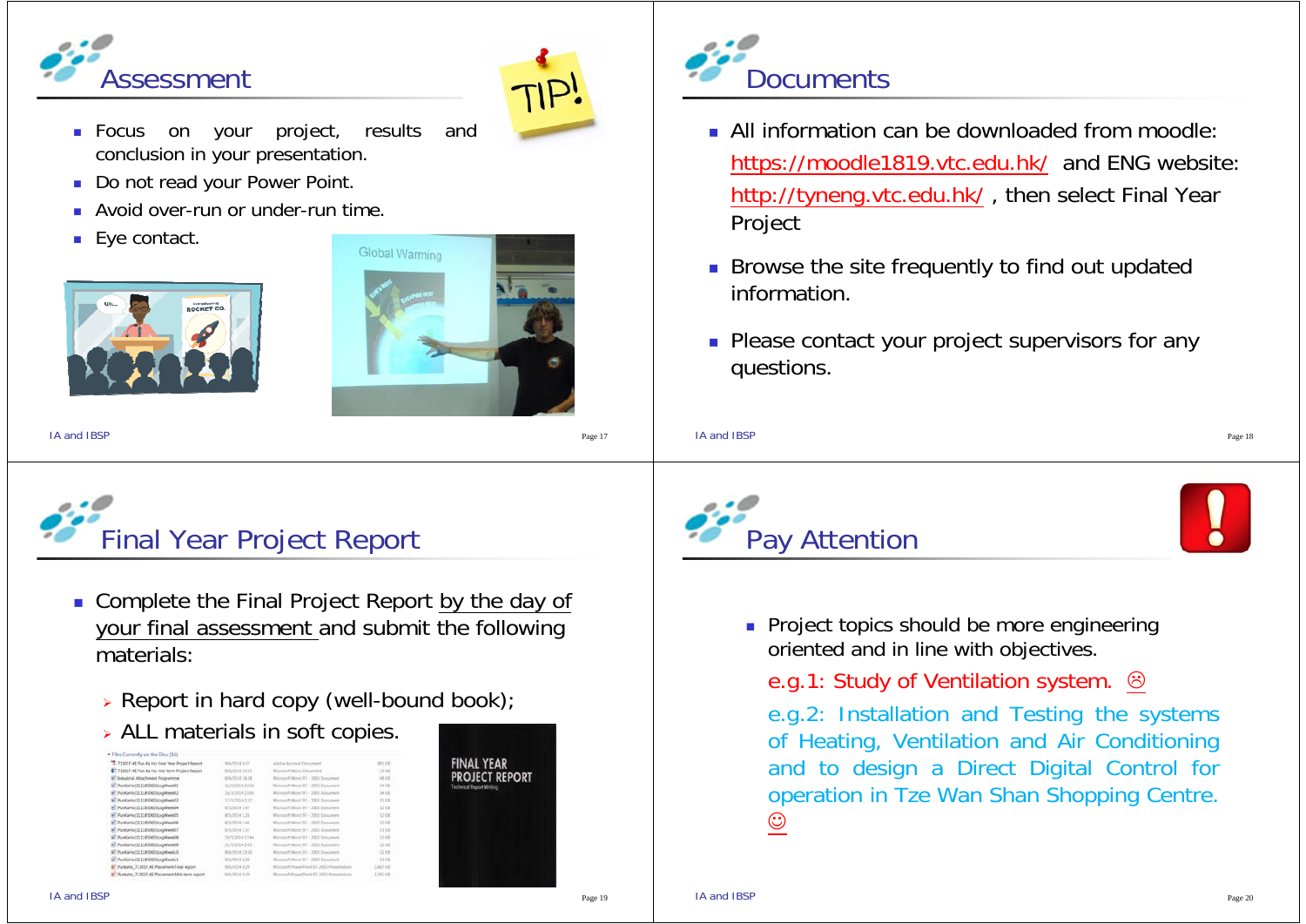## Assessment

- Focus on your project, results and conclusion in your presentation.
- Do not read your Power Point.
- Avoid over-run or under-run time.
- Eye contact.

## Documents

- All information can be downloaded from moodle: https://moodle1819.vtc.edu.hk/ and ENG website: http://tyneng.vtc.edu.hk/ , then select Final Year Project
- Browse the site frequently to find out updated information.
- Please contact your project supervisors for any questions.

## Final Year Project Report

- Complete the Final Project Report by the day of your final assessment and submit the following materials:
  - Report in hard copy (well-bound book);
  - ALL materials in soft copies.

## Pay Attention

- Project topics should be more engineering oriented and in line with objectives.

  e.g.1: Study of Ventilation system. ☹

  e.g.2: Installation and Testing the systems of Heating, Ventilation and Air Conditioning and to design a Direct Digital Control for operation in Tze Wan Shan Shopping Centre. ☺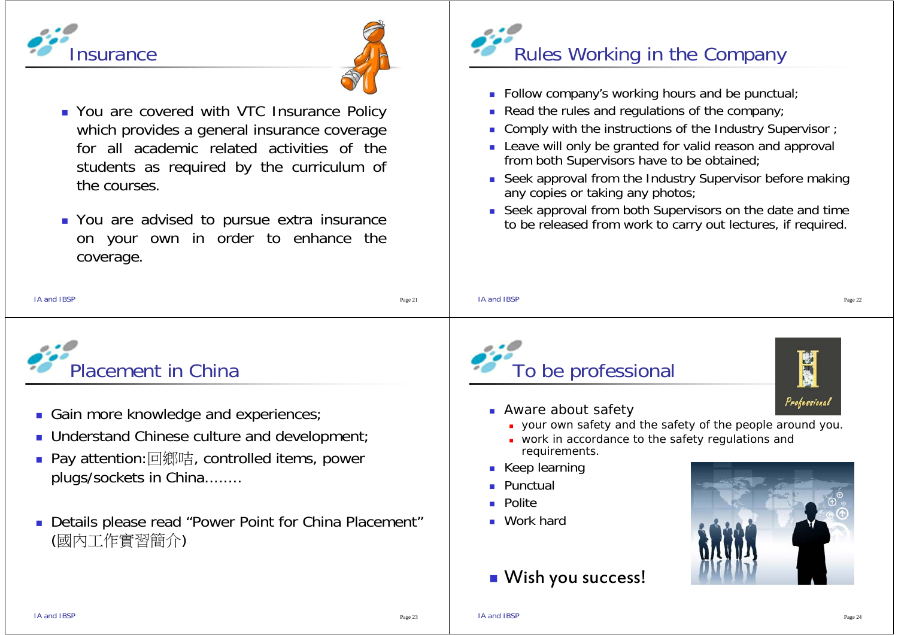## Insurance

- You are covered with VTC Insurance Policy which provides a general insurance coverage for all academic related activities of the students as required by the curriculum of the courses.
- You are advised to pursue extra insurance on your own in order to enhance the coverage.

## Rules Working in the Company

- Follow company's working hours and be punctual;
- Read the rules and regulations of the company;
- Comply with the instructions of the Industry Supervisor ;
- Leave will only be granted for valid reason and approval from both Supervisors have to be obtained;
- Seek approval from the Industry Supervisor before making any copies or taking any photos;
- Seek approval from both Supervisors on the date and time to be released from work to carry out lectures, if required.

## Placement in China

- Gain more knowledge and experiences;
- Understand Chinese culture and development;
- Pay attention: 回鄉咭, controlled items, power plugs/sockets in China........
- Details please read "Power Point for China Placement" (國內工作實習簡介)

## To be professional

- Aware about safety
  - your own safety and the safety of the people around you.
  - work in accordance to the safety regulations and requirements.
- Keep learning
- Punctual
- Polite
- Work hard
- Wish you success!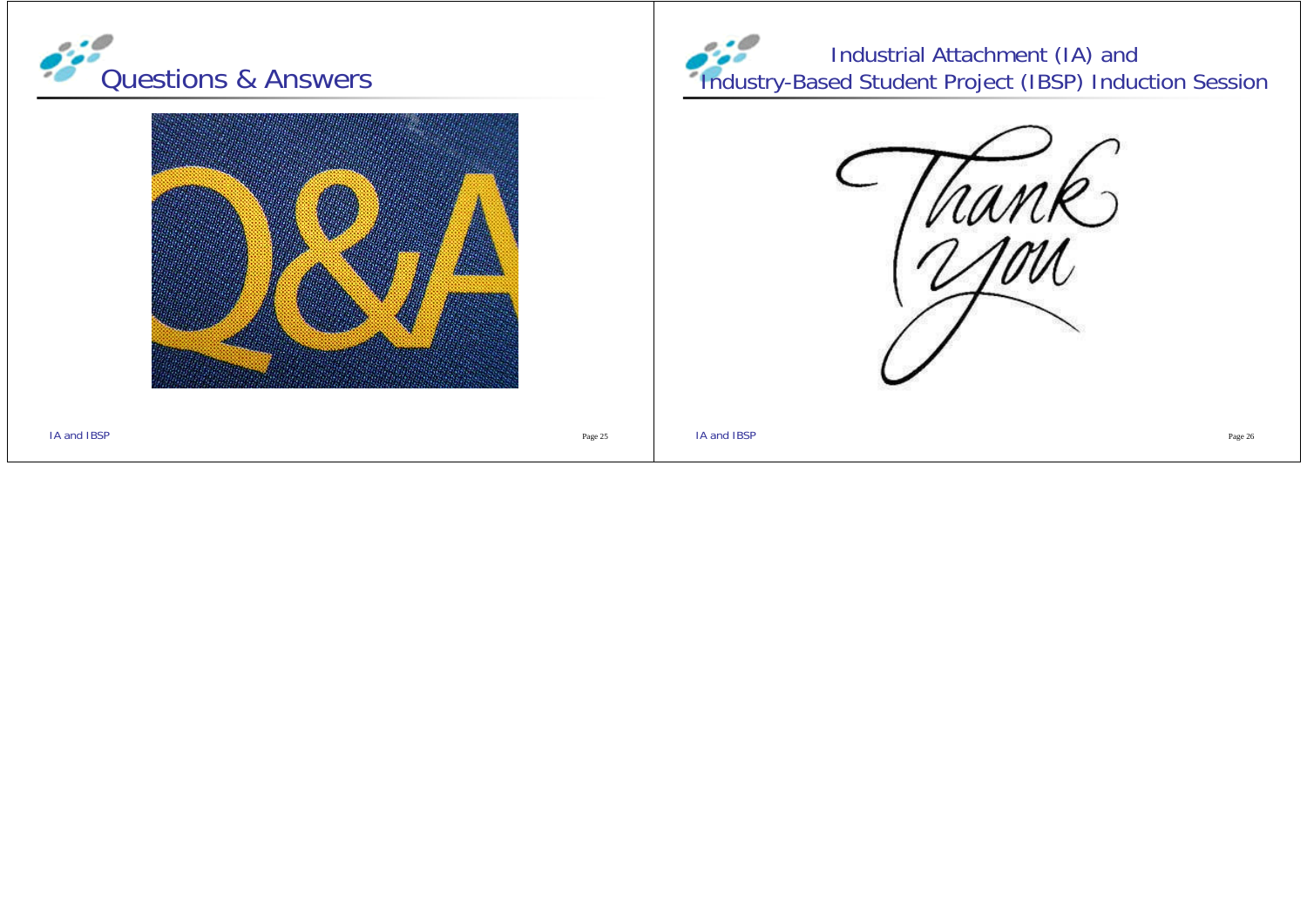# Questions & Answers

# Industrial Attachment (IA) and Industry-Based Student Project (IBSP) Induction Session